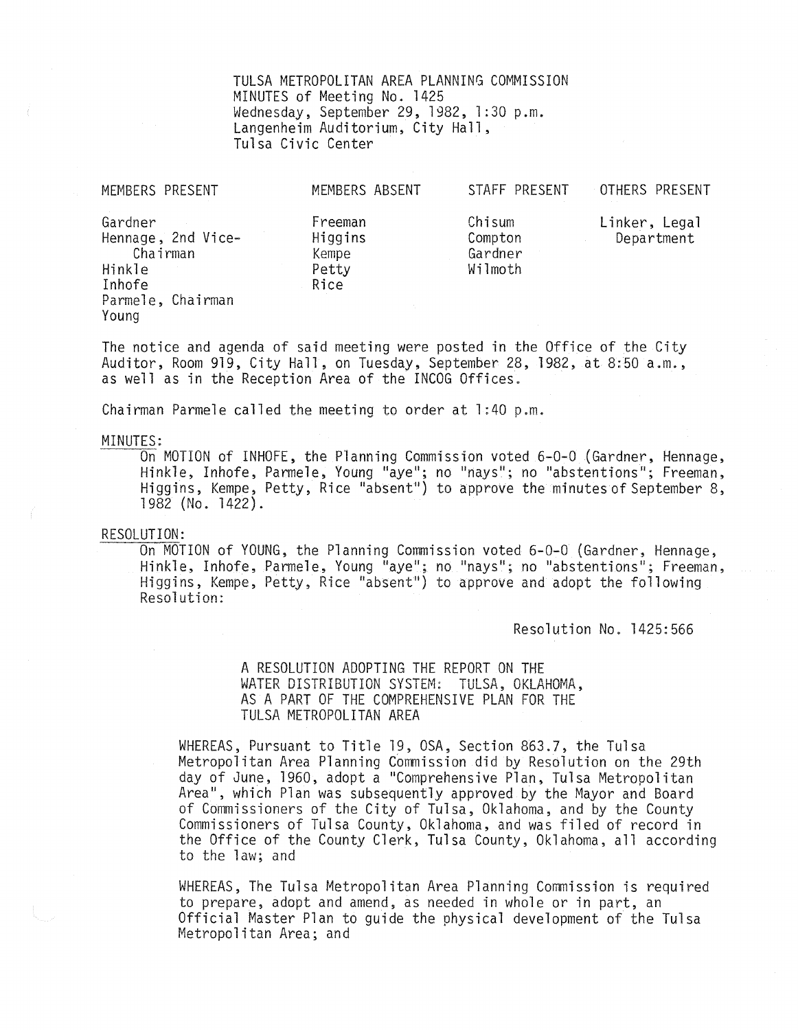TULSA METROPOLITAN AREA PLANNING COMMISSION
MINUTES of Meeting No. 1425
Wednesday, September 29, 1982, 1:30 p.m.
Langenheim Auditorium, City Hall,
Tulsa Civic Center

| MEMBERS PRESENT | MEMBERS ABSENT | STAFF PRESENT | OTHERS PRESENT |
|---|---|---|---|
| Gardner | Freeman | Chisum | Linker, Legal Department |
| Hennage, 2nd Vice-Chairman | Higgins | Compton | |
| Hinkle | Kempe | Gardner | |
| Inhofe | Petty | Wilmoth | |
| Parmele, Chairman | Rice | | |
| Young | | | |

The notice and agenda of said meeting were posted in the Office of the City Auditor, Room 919, City Hall, on Tuesday, September 28, 1982, at 8:50 a.m., as well as in the Reception Area of the INCOG Offices.

Chairman Parmele called the meeting to order at 1:40 p.m.

MINUTES:

On MOTION of INHOFE, the Planning Commission voted 6-0-0 (Gardner, Hennage, Hinkle, Inhofe, Parmele, Young "aye"; no "nays"; no "abstentions"; Freeman, Higgins, Kempe, Petty, Rice "absent") to approve the minutes of September 8, 1982 (No. 1422).

RESOLUTION:

On MOTION of YOUNG, the Planning Commission voted 6-0-0 (Gardner, Hennage, Hinkle, Inhofe, Parmele, Young "aye"; no "nays"; no "abstentions"; Freeman, Higgins, Kempe, Petty, Rice "absent") to approve and adopt the following Resolution:

Resolution No. 1425:566

A RESOLUTION ADOPTING THE REPORT ON THE WATER DISTRIBUTION SYSTEM: TULSA, OKLAHOMA, AS A PART OF THE COMPREHENSIVE PLAN FOR THE TULSA METROPOLITAN AREA

WHEREAS, Pursuant to Title 19, OSA, Section 863.7, the Tulsa Metropolitan Area Planning Commission did by Resolution on the 29th day of June, 1960, adopt a "Comprehensive Plan, Tulsa Metropolitan Area", which Plan was subsequently approved by the Mayor and Board of Commissioners of the City of Tulsa, Oklahoma, and by the County Commissioners of Tulsa County, Oklahoma, and was filed of record in the Office of the County Clerk, Tulsa County, Oklahoma, all according to the law; and

WHEREAS, The Tulsa Metropolitan Area Planning Commission is required to prepare, adopt and amend, as needed in whole or in part, an Official Master Plan to guide the physical development of the Tulsa Metropolitan Area; and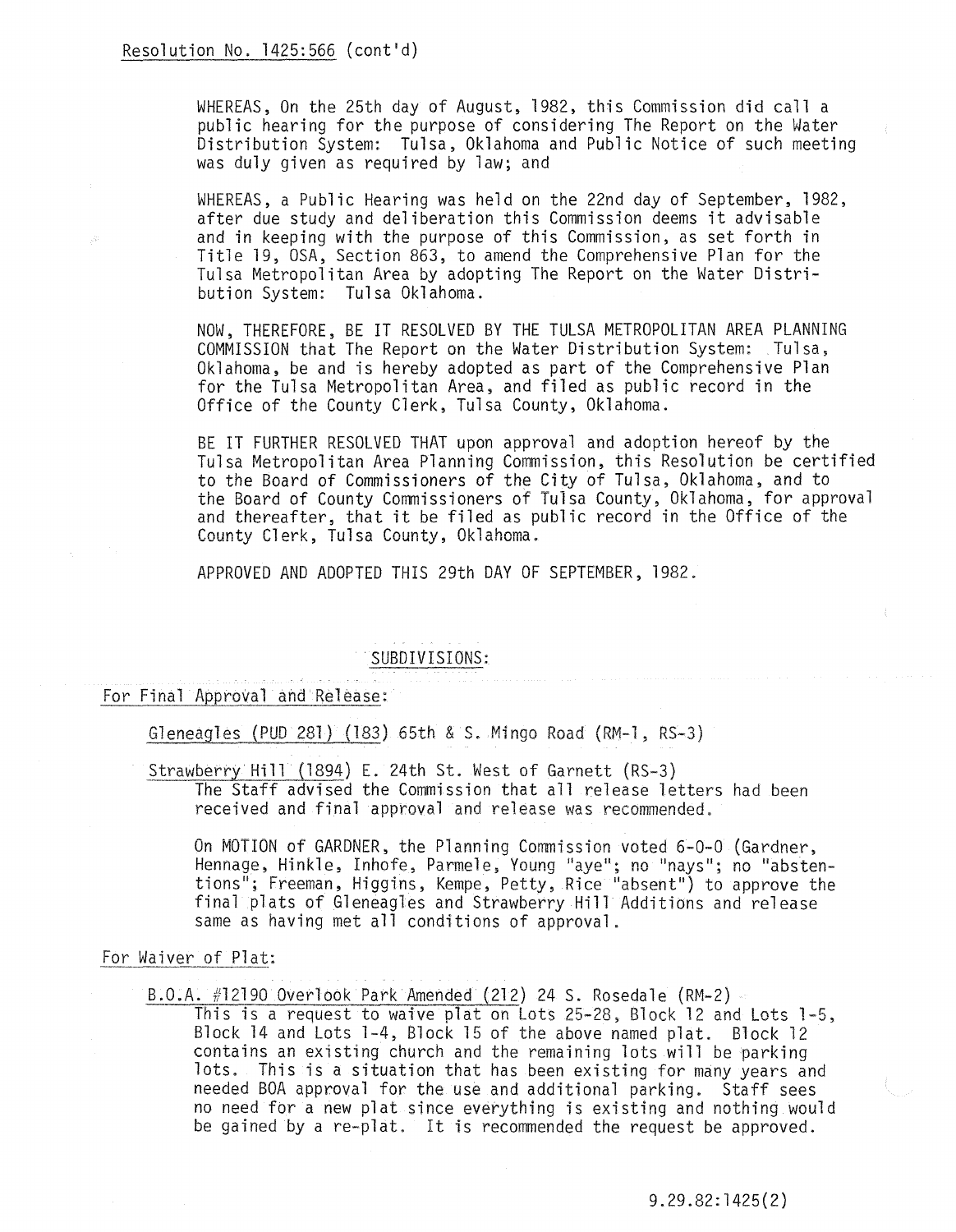Resolution No. 1425:566 (cont'd)

WHEREAS, On the 25th day of August, 1982, this Commission did call a public hearing for the purpose of considering The Report on the Water Distribution System: Tulsa, Oklahoma and Public Notice of such meeting was duly given as required by law; and

WHEREAS, a Public Hearing was held on the 22nd day of September, 1982, after due study and deliberation this Commission deems it advisable and in keeping with the purpose of this Commission, as set forth in Title 19, OSA, Section 863, to amend the Comprehensive Plan for the Tulsa Metropolitan Area by adopting The Report on the Water Distribution System: Tulsa Oklahoma.

NOW, THEREFORE, BE IT RESOLVED BY THE TULSA METROPOLITAN AREA PLANNING COMMISSION that The Report on the Water Distribution System: Tulsa, Oklahoma, be and is hereby adopted as part of the Comprehensive Plan for the Tulsa Metropolitan Area, and filed as public record in the Office of the County Clerk, Tulsa County, Oklahoma.

BE IT FURTHER RESOLVED THAT upon approval and adoption hereof by the Tulsa Metropolitan Area Planning Commission, this Resolution be certified to the Board of Commissioners of the City of Tulsa, Oklahoma, and to the Board of County Commissioners of Tulsa County, Oklahoma, for approval and thereafter, that it be filed as public record in the Office of the County Clerk, Tulsa County, Oklahoma.

APPROVED AND ADOPTED THIS 29th DAY OF SEPTEMBER, 1982.

## SUBDIVISIONS:

### For Final Approval and Release:

Gleneagles (PUD 281) (183) 65th & S. Mingo Road (RM-1, RS-3)

Strawberry Hill (1894) E. 24th St. West of Garnett (RS-3)

The Staff advised the Commission that all release letters had been received and final approval and release was recommended.

On MOTION of GARDNER, the Planning Commission voted 6-0-0 (Gardner, Hennage, Hinkle, Inhofe, Parmele, Young "aye"; no "nays"; no "abstentions"; Freeman, Higgins, Kempe, Petty, Rice "absent") to approve the final plats of Gleneagles and Strawberry Hill Additions and release same as having met all conditions of approval.

### For Waiver of Plat:

B.O.A. #12190 Overlook Park Amended (212) 24 S. Rosedale (RM-2)

This is a request to waive plat on Lots 25-28, Block 12 and Lots 1-5, Block 14 and Lots 1-4, Block 15 of the above named plat. Block 12 contains an existing church and the remaining lots will be parking lots. This is a situation that has been existing for many years and needed BOA approval for the use and additional parking. Staff sees no need for a new plat since everything is existing and nothing would be gained by a re-plat. It is recommended the request be approved.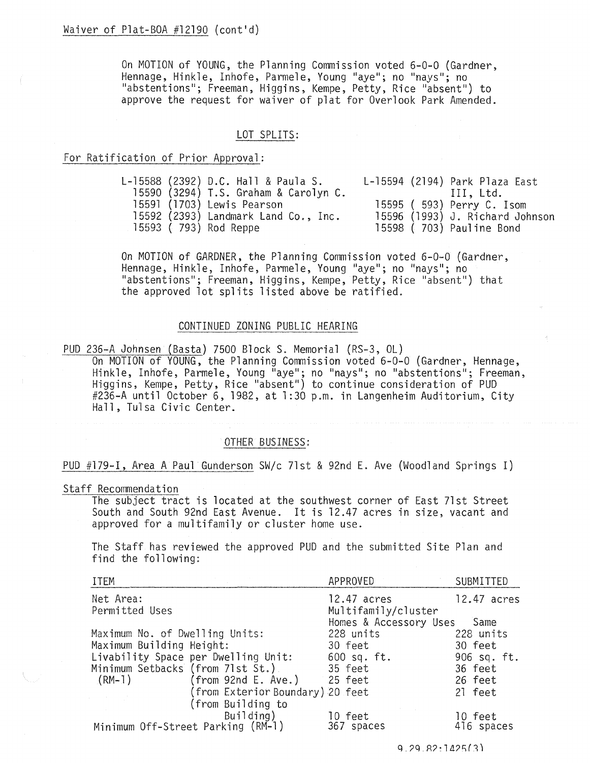Waiver of Plat-BOA #12190 (cont'd)

On MOTION of YOUNG, the Planning Commission voted 6-0-0 (Gardner, Hennage, Hinkle, Inhofe, Parmele, Young "aye"; no "nays"; no "abstentions"; Freeman, Higgins, Kempe, Petty, Rice "absent") to approve the request for waiver of plat for Overlook Park Amended.

## LOT SPLITS:

For Ratification of Prior Approval:

L-15588 (2392) D.C. Hall & Paula S.
15590 (3294) T.S. Graham & Carolyn C.
15591 (1703) Lewis Pearson
15592 (2393) Landmark Land Co., Inc.
15593 ( 793) Rod Reppe
L-15594 (2194) Park Plaza East III, Ltd.
15595 ( 593) Perry C. Isom
15596 (1993) J. Richard Johnson
15598 ( 703) Pauline Bond

On MOTION of GARDNER, the Planning Commission voted 6-0-0 (Gardner, Hennage, Hinkle, Inhofe, Parmele, Young "aye"; no "nays"; no "abstentions"; Freeman, Higgins, Kempe, Petty, Rice "absent") that the approved lot splits listed above be ratified.

## CONTINUED ZONING PUBLIC HEARING

PUD 236-A Johnsen (Basta) 7500 Block S. Memorial (RS-3, OL)

On MOTION of YOUNG, the Planning Commission voted 6-0-0 (Gardner, Hennage, Hinkle, Inhofe, Parmele, Young "aye"; no "nays"; no "abstentions"; Freeman, Higgins, Kempe, Petty, Rice "absent") to continue consideration of PUD #236-A until October 6, 1982, at 1:30 p.m. in Langenheim Auditorium, City Hall, Tulsa Civic Center.

## OTHER BUSINESS:

PUD #179-I, Area A Paul Gunderson SW/c 71st & 92nd E. Ave (Woodland Springs I)

Staff Recommendation

The subject tract is located at the southwest corner of East 71st Street South and South 92nd East Avenue. It is 12.47 acres in size, vacant and approved for a multifamily or cluster home use.

The Staff has reviewed the approved PUD and the submitted Site Plan and find the following:

| ITEM | | APPROVED | SUBMITTED |
|---|---|---|---|
| Net Area: | | 12.47 acres | 12.47 acres |
| Permitted Uses | | Multifamily/cluster Homes & Accessory Uses | Same |
| Maximum No. of Dwelling Units: | | 228 units | 228 units |
| Maximum Building Height: | | 30 feet | 30 feet |
| Livability Space per Dwelling Unit: | | 600 sq. ft. | 906 sq. ft. |
| Minimum Setbacks | (from 71st St.) | 35 feet | 36 feet |
| (RM-1) | (from 92nd E. Ave.) | 25 feet | 26 feet |
| | (from Exterior Boundary) | 20 feet | 21 feet |
| | (from Building to Building) | 10 feet | 10 feet |
| Minimum Off-Street Parking (RM-1) | | 367 spaces | 416 spaces |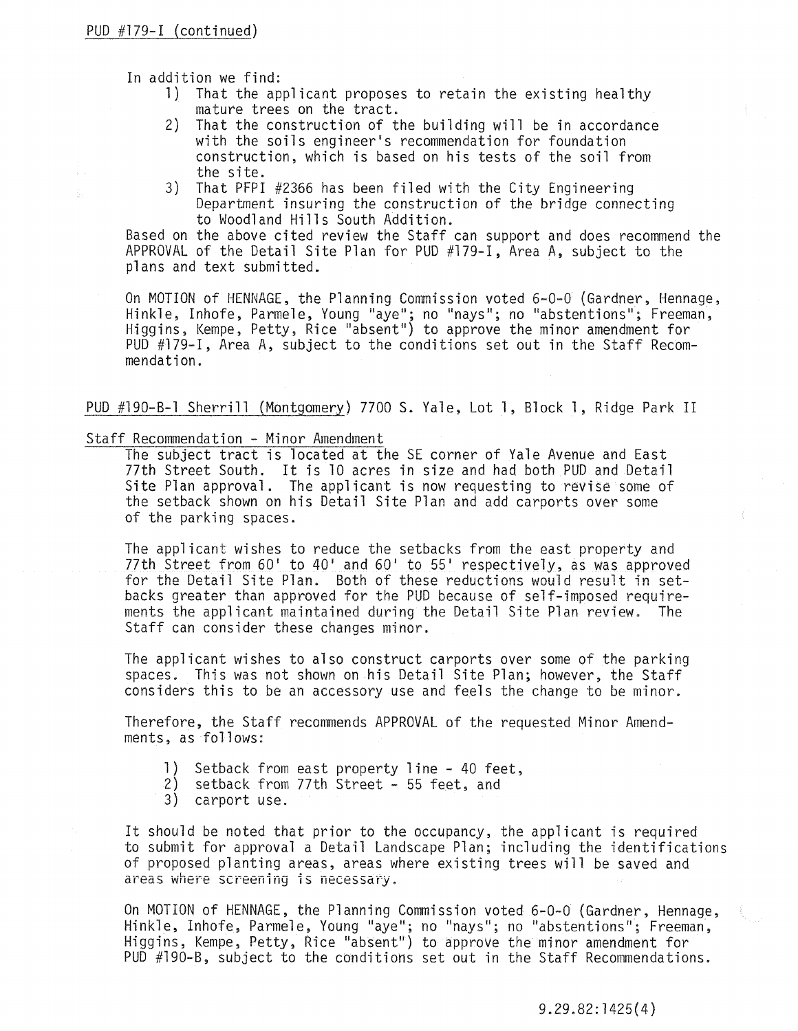PUD #179-I (continued)

In addition we find:

1) That the applicant proposes to retain the existing healthy mature trees on the tract.
2) That the construction of the building will be in accordance with the soils engineer's recommendation for foundation construction, which is based on his tests of the soil from the site.
3) That PFPI #2366 has been filed with the City Engineering Department insuring the construction of the bridge connecting to Woodland Hills South Addition.

Based on the above cited review the Staff can support and does recommend the APPROVAL of the Detail Site Plan for PUD #179-I, Area A, subject to the plans and text submitted.

On MOTION of HENNAGE, the Planning Commission voted 6-0-0 (Gardner, Hennage, Hinkle, Inhofe, Parmele, Young "aye"; no "nays"; no "abstentions"; Freeman, Higgins, Kempe, Petty, Rice "absent") to approve the minor amendment for PUD #179-I, Area A, subject to the conditions set out in the Staff Recommendation.

PUD #190-B-1 Sherrill (Montgomery) 7700 S. Yale, Lot 1, Block 1, Ridge Park II

Staff Recommendation - Minor Amendment

The subject tract is located at the SE corner of Yale Avenue and East 77th Street South. It is 10 acres in size and had both PUD and Detail Site Plan approval. The applicant is now requesting to revise some of the setback shown on his Detail Site Plan and add carports over some of the parking spaces.

The applicant wishes to reduce the setbacks from the east property and 77th Street from 60' to 40' and 60' to 55' respectively, as was approved for the Detail Site Plan. Both of these reductions would result in setbacks greater than approved for the PUD because of self-imposed requirements the applicant maintained during the Detail Site Plan review. The Staff can consider these changes minor.

The applicant wishes to also construct carports over some of the parking spaces. This was not shown on his Detail Site Plan; however, the Staff considers this to be an accessory use and feels the change to be minor.

Therefore, the Staff recommends APPROVAL of the requested Minor Amendments, as follows:

1) Setback from east property line - 40 feet,
2) setback from 77th Street - 55 feet, and
3) carport use.

It should be noted that prior to the occupancy, the applicant is required to submit for approval a Detail Landscape Plan; including the identifications of proposed planting areas, areas where existing trees will be saved and areas where screening is necessary.

On MOTION of HENNAGE, the Planning Commission voted 6-0-0 (Gardner, Hennage, Hinkle, Inhofe, Parmele, Young "aye"; no "nays"; no "abstentions"; Freeman, Higgins, Kempe, Petty, Rice "absent") to approve the minor amendment for PUD #190-B, subject to the conditions set out in the Staff Recommendations.

9.29.82:1425(4)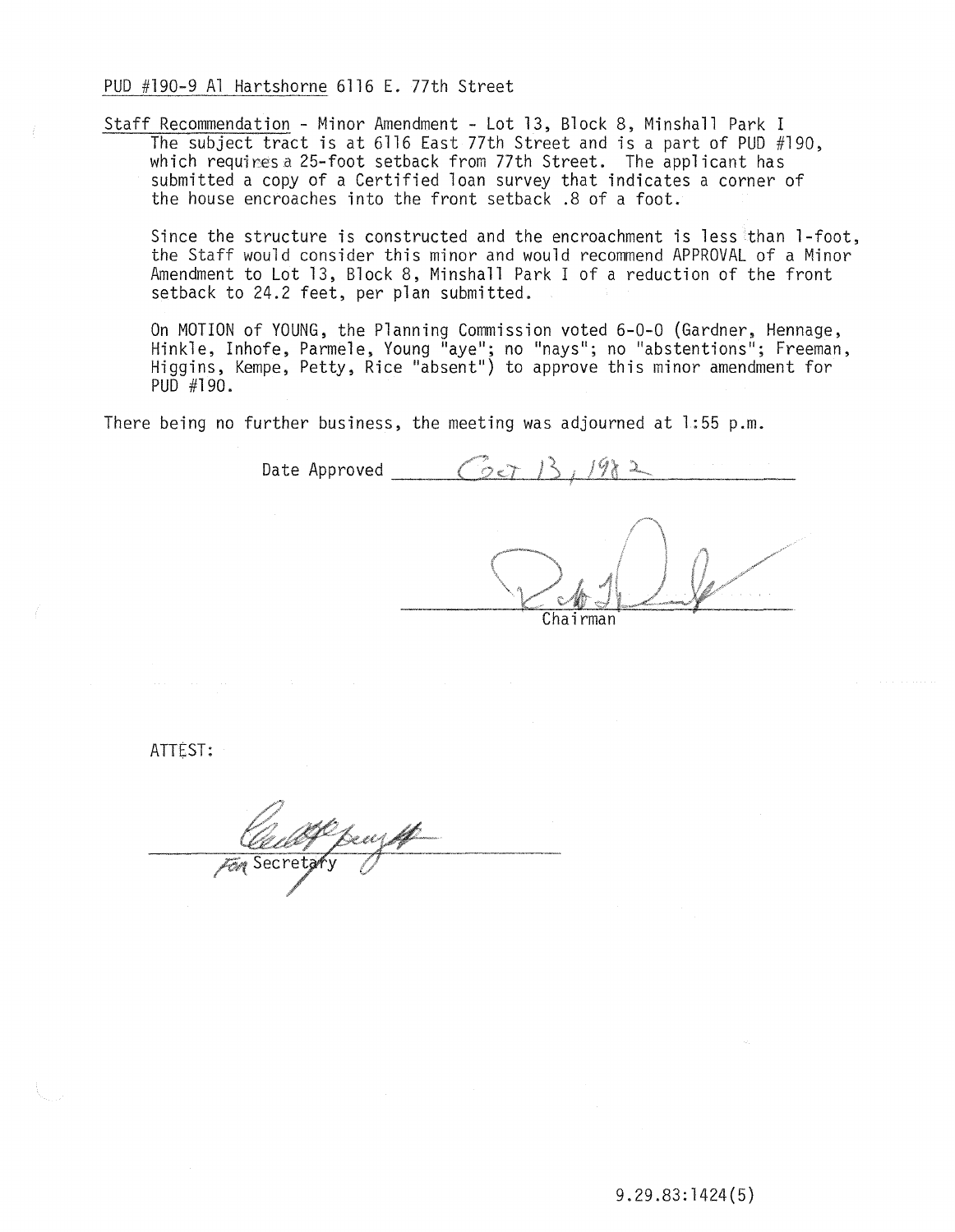PUD #190-9 Al Hartshorne 6116 E. 77th Street

Staff Recommendation - Minor Amendment - Lot 13, Block 8, Minshall Park I

The subject tract is at 6116 East 77th Street and is a part of PUD #190, which requires a 25-foot setback from 77th Street. The applicant has submitted a copy of a Certified loan survey that indicates a corner of the house encroaches into the front setback .8 of a foot.

Since the structure is constructed and the encroachment is less than 1-foot, the Staff would consider this minor and would recommend APPROVAL of a Minor Amendment to Lot 13, Block 8, Minshall Park I of a reduction of the front setback to 24.2 feet, per plan submitted.

On MOTION of YOUNG, the Planning Commission voted 6-0-0 (Gardner, Hennage, Hinkle, Inhofe, Parmele, Young "aye"; no "nays"; no "abstentions"; Freeman, Higgins, Kempe, Petty, Rice "absent") to approve this minor amendment for PUD #190.

There being no further business, the meeting was adjourned at 1:55 p.m.

Date Approved Oct 13, 1982

Chairman

ATTEST:

For Secretary

9.29.83:1424(5)